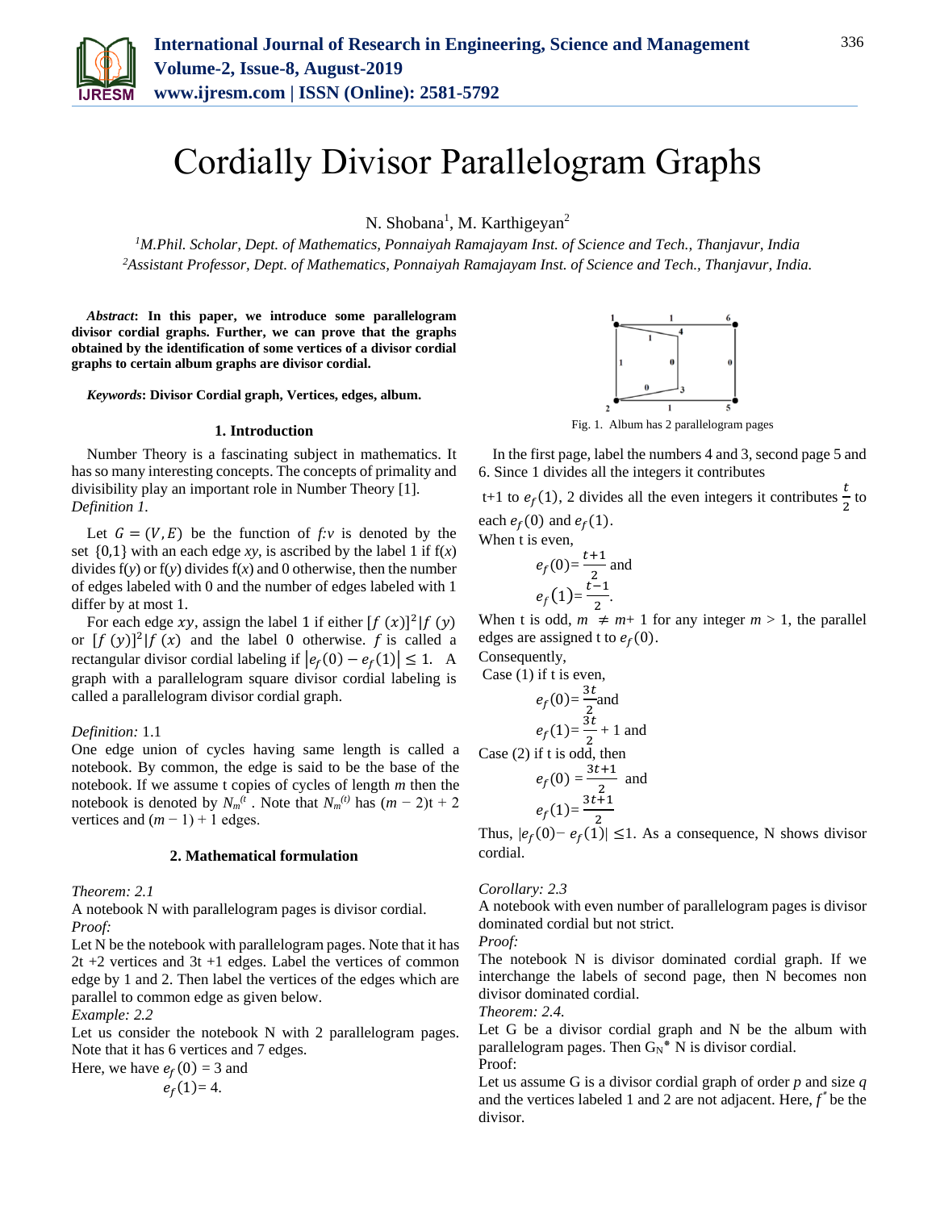# Cordially Divisor Parallelogram Graphs

N. Shobana[1], M. Karthigeyan[2]

[1]*M.Phil. Scholar, Dept. of Mathematics, Ponnaiyah Ramajayam Inst. of Science and Tech., Thanjavur, India*
[2]*Assistant Professor, Dept. of Mathematics, Ponnaiyah Ramajayam Inst. of Science and Tech., Thanjavur, India.*

***Abstract*: In this paper, we introduce some parallelogram divisor cordial graphs. Further, we can prove that the graphs obtained by the identification of some vertices of a divisor cordial graphs to certain album graphs are divisor cordial.**

***Keywords*: Divisor Cordial graph, Vertices, edges, album.**

## 1. Introduction

Number Theory is a fascinating subject in mathematics. It has so many interesting concepts. The concepts of primality and divisibility play an important role in Number Theory [1].

*Definition 1.*

Let $G = (V, E)$ be the function of *f:v* is denoted by the set $\{0,1\}$ with an each edge *xy*, is ascribed by the label 1 if f(*x*) divides f(*y*) or f(*y*) divides f(*x*) and 0 otherwise, then the number of edges labeled with 0 and the number of edges labeled with 1 differ by at most 1.

For each edge $xy$, assign the label 1 if either $[f\,(x)]^2 | f\,(y)$ or $[f\,(y)]^2 | f\,(x)$ and the label 0 otherwise. $f$ is called a rectangular divisor cordial labeling if $|e_f(0) - e_f(1)| \leq 1$. A graph with a parallelogram square divisor cordial labeling is called a parallelogram divisor cordial graph.

*Definition:* 1.1

One edge union of cycles having same length is called a notebook. By common, the edge is said to be the base of the notebook. If we assume t copies of cycles of length *m* then the notebook is denoted by $N_m^{(t}$ . Note that $N_m^{(t)}$ has $(m - 2)$t + 2 vertices and $(m - 1) + 1$ edges.

## 2. Mathematical formulation

*Theorem: 2.1*

A notebook N with parallelogram pages is divisor cordial.

*Proof:*

Let N be the notebook with parallelogram pages. Note that it has 2t +2 vertices and 3t +1 edges. Label the vertices of common edge by 1 and 2. Then label the vertices of the edges which are parallel to common edge as given below.

*Example: 2.2*

Let us consider the notebook N with 2 parallelogram pages. Note that it has 6 vertices and 7 edges.

Here, we have $e_f(0) = 3$ and

$$e_f(1) = 4.$$

Fig. 1. Album has 2 parallelogram pages

In the first page, label the numbers 4 and 3, second page 5 and 6. Since 1 divides all the integers it contributes

t+1 to $e_f(1)$, 2 divides all the even integers it contributes $\frac{t}{2}$ to each $e_f(0)$ and $e_f(1)$.

When t is even,

$$e_f(0) = \frac{t+1}{2} \text{ and}$$

$$e_f(1) = \frac{t-1}{2}.$$

When t is odd, $m \neq m+1$ for any integer $m > 1$, the parallel edges are assigned t to $e_f(0)$.

Consequently,

Case (1) if t is even,

$$e_f(0) = \frac{3t}{2} \text{and}$$

$$e_f(1) = \frac{3t}{2} + 1 \text{ and}$$

Case (2) if t is odd, then

$$e_f(0) = \frac{3t+1}{2} \text{ and}$$

$$e_f(1) = \frac{3t+1}{2}$$

Thus, $|e_f(0) - e_f(1)| \leq 1$. As a consequence, N shows divisor cordial.

*Corollary: 2.3*

A notebook with even number of parallelogram pages is divisor dominated cordial but not strict.

*Proof:*

The notebook N is divisor dominated cordial graph. If we interchange the labels of second page, then N becomes non divisor dominated cordial.

*Theorem: 2.4.*

Let G be a divisor cordial graph and N be the album with parallelogram pages. Then $G_N$* N is divisor cordial.

Proof:

Let us assume G is a divisor cordial graph of order *p* and size *q* and the vertices labeled 1 and 2 are not adjacent. Here, $f^*$ be the divisor.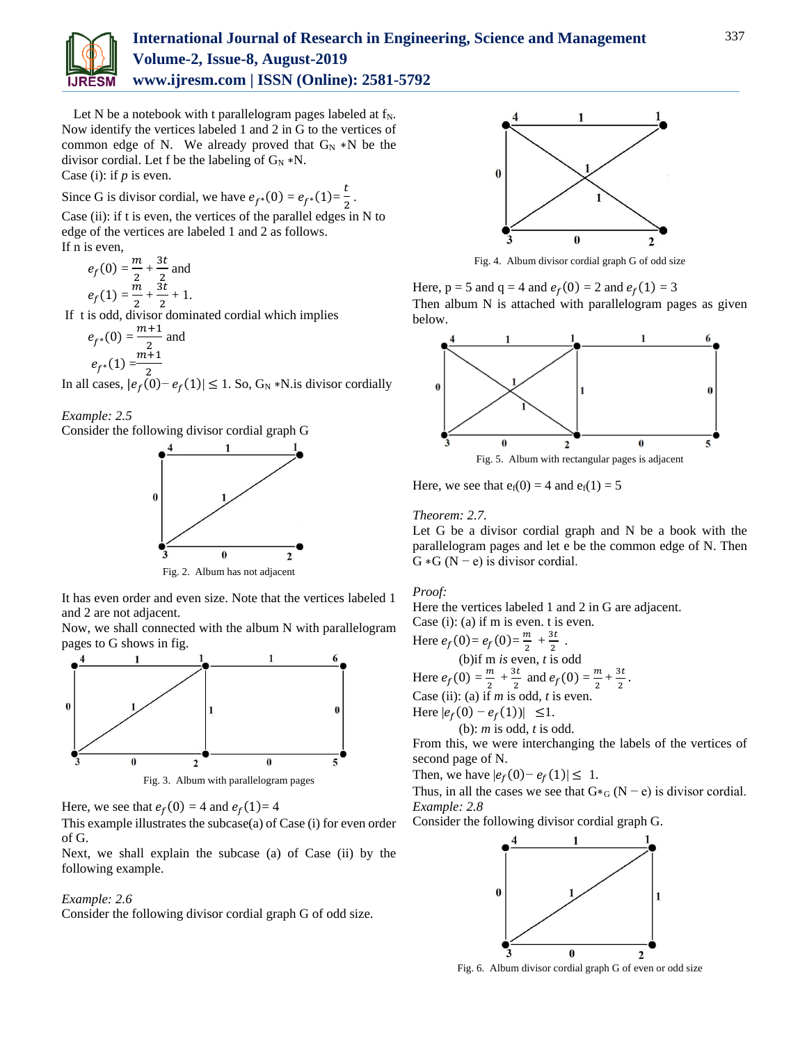Let N be a notebook with t parallelogram pages labeled at $f_N$. Now identify the vertices labeled 1 and 2 in G to the vertices of common edge of N. We already proved that $G_N * N$ be the divisor cordial. Let f be the labeling of $G_N * N$.

Case (i): if *p* is even.

Since G is divisor cordial, we have $e_{f^*}(0) = e_{f^*}(1) = \frac{t}{2}$.

Case (ii): if t is even, the vertices of the parallel edges in N to edge of the vertices are labeled 1 and 2 as follows.

If n is even,

$$e_f(0) = \frac{m}{2} + \frac{3t}{2} \text{ and}$$

$$e_f(1) = \frac{m}{2} + \frac{3t}{2} + 1.$$

If t is odd, divisor dominated cordial which implies

$$e_{f^*}(0) = \frac{m+1}{2} \text{ and}$$

$$e_{f^*}(1) = \frac{m+1}{2}$$

In all cases, $|e_f(0) - e_f(1)| \leq 1$. So, $G_N * N$.is divisor cordially

*Example: 2.5*

Consider the following divisor cordial graph G

Fig. 2. Album has not adjacent

It has even order and even size. Note that the vertices labeled 1 and 2 are not adjacent.

Now, we shall connected with the album N with parallelogram pages to G shows in fig.

Fig. 3. Album with parallelogram pages

Here, we see that $e_f(0) = 4$ and $e_f(1) = 4$

This example illustrates the subcase(a) of Case (i) for even order of G.

Next, we shall explain the subcase (a) of Case (ii) by the following example.

*Example: 2.6*

Consider the following divisor cordial graph G of odd size.

Fig. 4. Album divisor cordial graph G of odd size

Here, p = 5 and q = 4 and $e_f(0) = 2$ and $e_f(1) = 3$

Then album N is attached with parallelogram pages as given below.

Fig. 5. Album with rectangular pages is adjacent

Here, we see that $e_f(0) = 4$ and $e_f(1) = 5$

*Theorem: 2.7.*

Let G be a divisor cordial graph and N be a book with the parallelogram pages and let e be the common edge of N. Then G $*$G (N − e) is divisor cordial.

*Proof:*

Here the vertices labeled 1 and 2 in G are adjacent.

Case (i): (a) if m is even. t is even.

Here $e_f(0) = e_f(0) = \frac{m}{2} + \frac{3t}{2}$.

(b)if m *is* even, *t* is odd

Here $e_f(0) = \frac{m}{2} + \frac{3t}{2}$ and $e_f(0) = \frac{m}{2} + \frac{3t}{2}$.

Case (ii): (a) if *m* is odd, *t* is even.

Here $|e_f(0) - e_f(1))| \leq 1$.

(b): *m* is odd, *t* is odd.

From this, we were interchanging the labels of the vertices of second page of N.

Then, we have $|e_f(0) - e_f(1)| \leq 1$.

Thus, in all the cases we see that $G *_G (N - e)$ is divisor cordial.

*Example: 2.8*

Consider the following divisor cordial graph G.

Fig. 6. Album divisor cordial graph G of even or odd size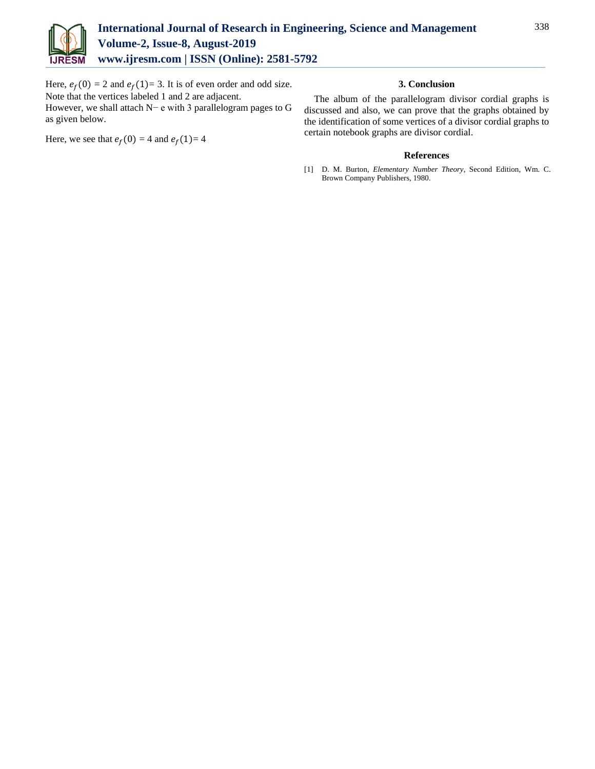Here, $e_f(0)$ = 2 and $e_f(1)$= 3. It is of even order and odd size. Note that the vertices labeled 1 and 2 are adjacent.
However, we shall attach N− e with 3 parallelogram pages to G as given below.

Here, we see that $e_f(0)$ = 4 and $e_f(1)$= 4

## 3. Conclusion

The album of the parallelogram divisor cordial graphs is discussed and also, we can prove that the graphs obtained by the identification of some vertices of a divisor cordial graphs to certain notebook graphs are divisor cordial.

## References

[1] D. M. Burton, *Elementary Number Theory*, Second Edition, Wm. C. Brown Company Publishers, 1980.